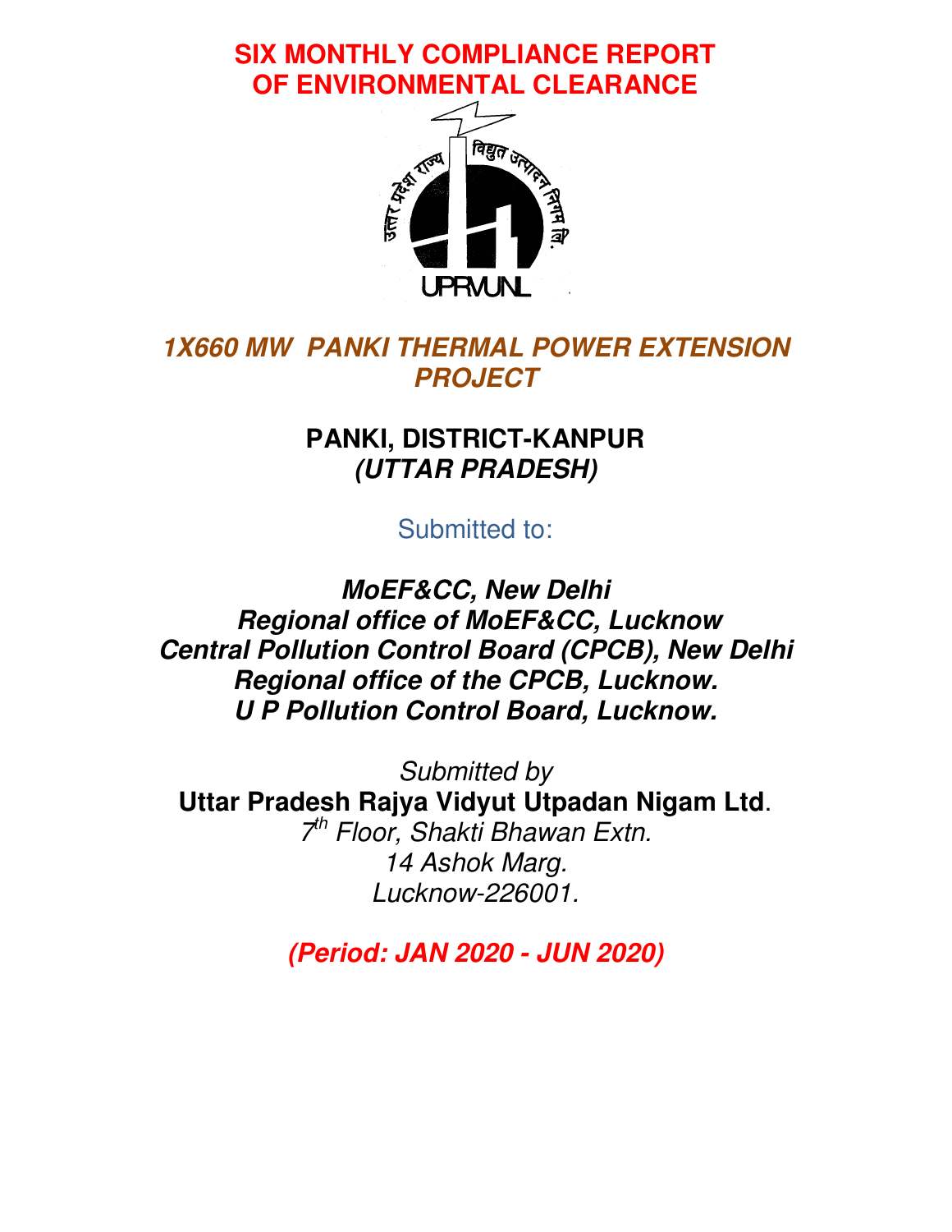# SIX MONTHLY COMPLIANCE REPORT OF ENVIRONMENTAL CLEARANCE

## *1X660 MW PANKI THERMAL POWER EXTENSION PROJECT*

**PANKI, DISTRICT-KANPUR**
***(UTTAR PRADESH)***

Submitted to:

***MoEF&CC, New Delhi***
***Regional office of MoEF&CC, Lucknow***
***Central Pollution Control Board (CPCB), New Delhi***
***Regional office of the CPCB, Lucknow.***
***U P Pollution Control Board, Lucknow.***

*Submitted by*
**Uttar Pradesh Rajya Vidyut Utpadan Nigam Ltd**.
*7th Floor, Shakti Bhawan Extn.*
*14 Ashok Marg.*
*Lucknow-226001.*

***(Period: JAN 2020 - JUN 2020)***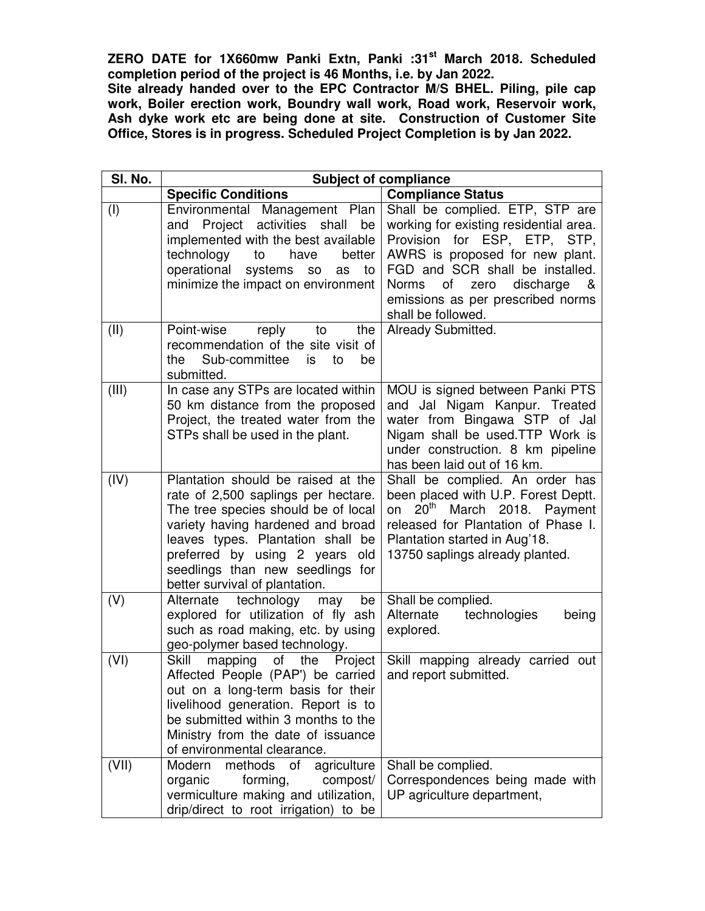**ZERO DATE for 1X660mw Panki Extn, Panki :31st March 2018. Scheduled completion period of the project is 46 Months, i.e. by Jan 2022.**

**Site already handed over to the EPC Contractor M/S BHEL. Piling, pile cap work, Boiler erection work, Boundry wall work, Road work, Reservoir work, Ash dyke work etc are being done at site. Construction of Customer Site Office, Stores is in progress. Scheduled Project Completion is by Jan 2022.**

| Sl. No. | Subject of compliance | |
|---|---|---|
| | **Specific Conditions** | **Compliance Status** |
| (I) | Environmental Management Plan and Project activities shall be implemented with the best available technology to have better operational systems so as to minimize the impact on environment | Shall be complied. ETP, STP are working for existing residential area. Provision for ESP, ETP, STP, AWRS is proposed for new plant. FGD and SCR shall be installed. Norms of zero discharge & emissions as per prescribed norms shall be followed. |
| (II) | Point-wise reply to the recommendation of the site visit of the Sub-committee is to be submitted. | Already Submitted. |
| (III) | In case any STPs are located within 50 km distance from the proposed Project, the treated water from the STPs shall be used in the plant. | MOU is signed between Panki PTS and Jal Nigam Kanpur. Treated water from Bingawa STP of Jal Nigam shall be used.TTP Work is under construction. 8 km pipeline has been laid out of 16 km. |
| (IV) | Plantation should be raised at the rate of 2,500 saplings per hectare. The tree species should be of local variety having hardened and broad leaves types. Plantation shall be preferred by using 2 years old seedlings than new seedlings for better survival of plantation. | Shall be complied. An order has been placed with U.P. Forest Deptt. on 20th March 2018. Payment released for Plantation of Phase I. Plantation started in Aug'18. 13750 saplings already planted. |
| (V) | Alternate technology may be explored for utilization of fly ash such as road making, etc. by using geo-polymer based technology. | Shall be complied. Alternate technologies being explored. |
| (VI) | Skill mapping of the Project Affected People (PAP') be carried out on a long-term basis for their livelihood generation. Report is to be submitted within 3 months to the Ministry from the date of issuance of environmental clearance. | Skill mapping already carried out and report submitted. |
| (VII) | Modern methods of agriculture organic forming, compost/ vermiculture making and utilization, drip/direct to root irrigation) to be | Shall be complied. Correspondences being made with UP agriculture department, |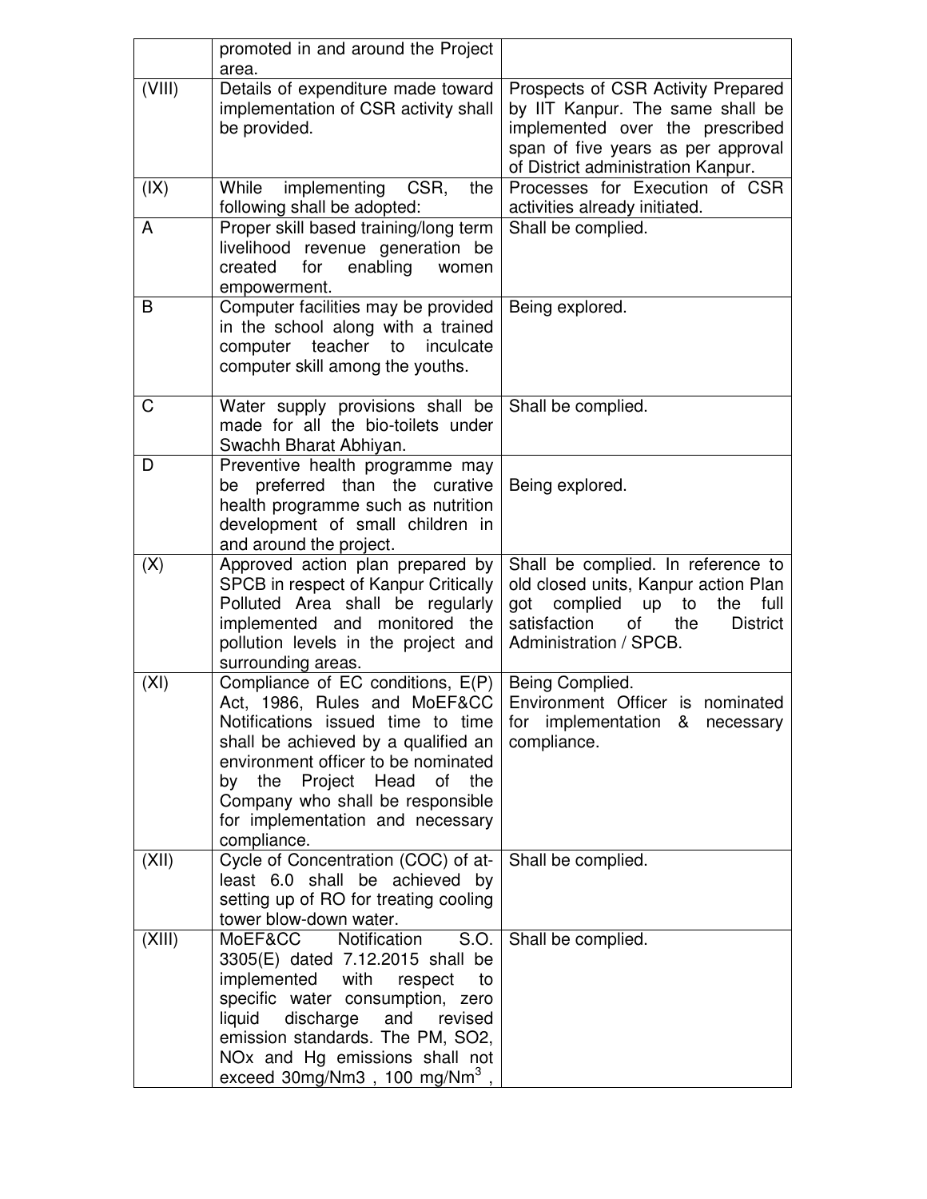| | | |
|---|---|---|
| | promoted in and around the Project area. | |
| (VIII) | Details of expenditure made toward implementation of CSR activity shall be provided. | Prospects of CSR Activity Prepared by IIT Kanpur. The same shall be implemented over the prescribed span of five years as per approval of District administration Kanpur. |
| (IX) | While implementing CSR, the following shall be adopted: | Processes for Execution of CSR activities already initiated. |
| A | Proper skill based training/long term livelihood revenue generation be created for enabling women empowerment. | Shall be complied. |
| B | Computer facilities may be provided in the school along with a trained computer teacher to inculcate computer skill among the youths. | Being explored. |
| C | Water supply provisions shall be made for all the bio-toilets under Swachh Bharat Abhiyan. | Shall be complied. |
| D | Preventive health programme may be preferred than the curative health programme such as nutrition development of small children in and around the project. | Being explored. |
| (X) | Approved action plan prepared by SPCB in respect of Kanpur Critically Polluted Area shall be regularly implemented and monitored the pollution levels in the project and surrounding areas. | Shall be complied. In reference to old closed units, Kanpur action Plan got complied up to the full satisfaction of the District Administration / SPCB. |
| (XI) | Compliance of EC conditions, E(P) Act, 1986, Rules and MoEF&CC Notifications issued time to time shall be achieved by a qualified an environment officer to be nominated by the Project Head of the Company who shall be responsible for implementation and necessary compliance. | Being Complied.<br>Environment Officer is nominated for implementation & necessary compliance. |
| (XII) | Cycle of Concentration (COC) of at-least 6.0 shall be achieved by setting up of RO for treating cooling tower blow-down water. | Shall be complied. |
| (XIII) | MoEF&CC Notification S.O. 3305(E) dated 7.12.2015 shall be implemented with respect to specific water consumption, zero liquid discharge and revised emission standards. The PM, SO2, NOx and Hg emissions shall not exceed 30mg/Nm3 , 100 mg/$Nm^3$ , | Shall be complied. |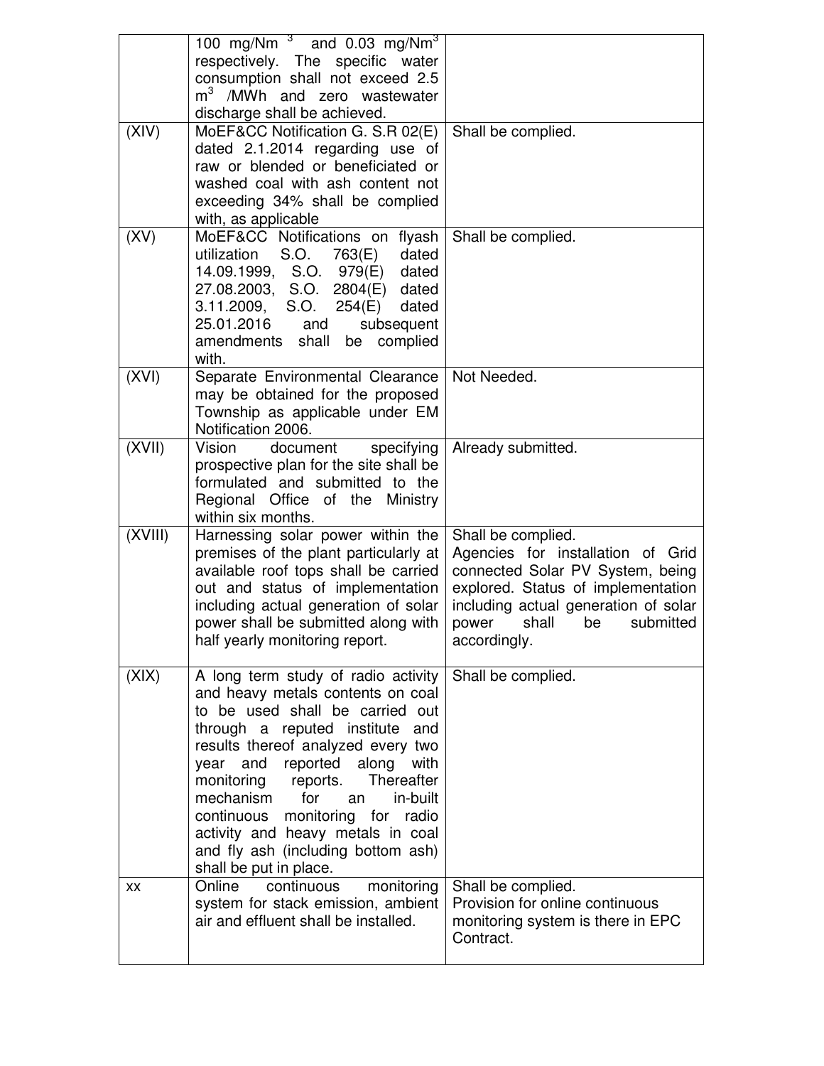| | | |
|---|---|---|
| | 100 mg/Nm $^3$ and 0.03 mg/Nm$^3$ respectively. The specific water consumption shall not exceed 2.5 m$^3$ /MWh and zero wastewater discharge shall be achieved. | |
| (XIV) | MoEF&CC Notification G. S.R 02(E) dated 2.1.2014 regarding use of raw or blended or beneficiated or washed coal with ash content not exceeding 34% shall be complied with, as applicable | Shall be complied. |
| (XV) | MoEF&CC Notifications on flyash utilization S.O. 763(E) dated 14.09.1999, S.O. 979(E) dated 27.08.2003, S.O. 2804(E) dated 3.11.2009, S.O. 254(E) dated 25.01.2016 and subsequent amendments shall be complied with. | Shall be complied. |
| (XVI) | Separate Environmental Clearance may be obtained for the proposed Township as applicable under EM Notification 2006. | Not Needed. |
| (XVII) | Vision document specifying prospective plan for the site shall be formulated and submitted to the Regional Office of the Ministry within six months. | Already submitted. |
| (XVIII) | Harnessing solar power within the premises of the plant particularly at available roof tops shall be carried out and status of implementation including actual generation of solar power shall be submitted along with half yearly monitoring report. | Shall be complied.<br>Agencies for installation of Grid connected Solar PV System, being explored. Status of implementation including actual generation of solar power shall be submitted accordingly. |
| (XIX) | A long term study of radio activity and heavy metals contents on coal to be used shall be carried out through a reputed institute and results thereof analyzed every two year and reported along with monitoring reports. Thereafter mechanism for an in-built continuous monitoring for radio activity and heavy metals in coal and fly ash (including bottom ash) shall be put in place. | Shall be complied. |
| XX | Online continuous monitoring system for stack emission, ambient air and effluent shall be installed. | Shall be complied.<br>Provision for online continuous monitoring system is there in EPC Contract. |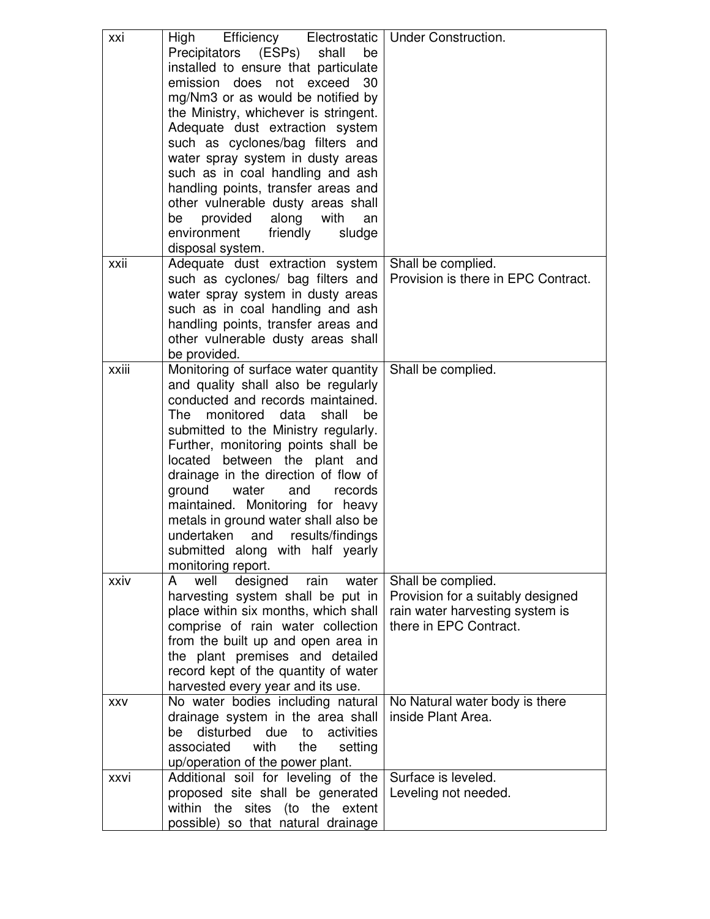| | | |
|---|---|---|
| xxi | High Efficiency Electrostatic Precipitators (ESPs) shall be installed to ensure that particulate emission does not exceed 30 mg/Nm3 or as would be notified by the Ministry, whichever is stringent. Adequate dust extraction system such as cyclones/bag filters and water spray system in dusty areas such as in coal handling and ash handling points, transfer areas and other vulnerable dusty areas shall be provided along with an environment friendly sludge disposal system. | Under Construction. |
| xxii | Adequate dust extraction system such as cyclones/ bag filters and water spray system in dusty areas such as in coal handling and ash handling points, transfer areas and other vulnerable dusty areas shall be provided. | Shall be complied.<br>Provision is there in EPC Contract. |
| xxiii | Monitoring of surface water quantity and quality shall also be regularly conducted and records maintained. The monitored data shall be submitted to the Ministry regularly. Further, monitoring points shall be located between the plant and drainage in the direction of flow of ground water and records maintained. Monitoring for heavy metals in ground water shall also be undertaken and results/findings submitted along with half yearly monitoring report. | Shall be complied. |
| xxiv | A well designed rain water harvesting system shall be put in place within six months, which shall comprise of rain water collection from the built up and open area in the plant premises and detailed record kept of the quantity of water harvested every year and its use. | Shall be complied.<br>Provision for a suitably designed rain water harvesting system is there in EPC Contract. |
| xxv | No water bodies including natural drainage system in the area shall be disturbed due to activities associated with the setting up/operation of the power plant. | No Natural water body is there inside Plant Area. |
| xxvi | Additional soil for leveling of the proposed site shall be generated within the sites (to the extent possible) so that natural drainage | Surface is leveled.<br>Leveling not needed. |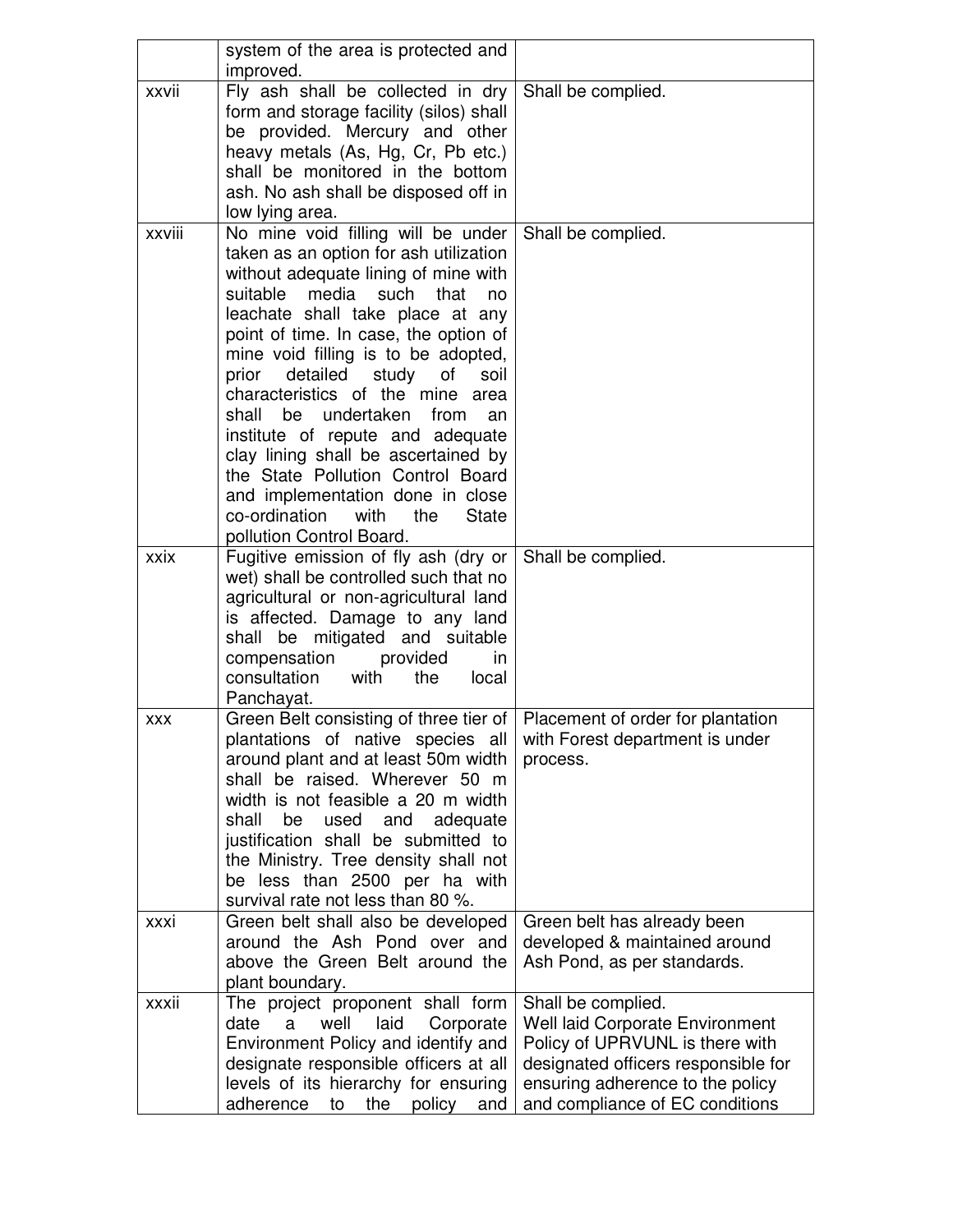| | | |
|---|---|---|
| | system of the area is protected and improved. | |
| xxvii | Fly ash shall be collected in dry form and storage facility (silos) shall be provided. Mercury and other heavy metals (As, Hg, Cr, Pb etc.) shall be monitored in the bottom ash. No ash shall be disposed off in low lying area. | Shall be complied. |
| xxviii | No mine void filling will be under taken as an option for ash utilization without adequate lining of mine with suitable media such that no leachate shall take place at any point of time. In case, the option of mine void filling is to be adopted, prior detailed study of soil characteristics of the mine area shall be undertaken from an institute of repute and adequate clay lining shall be ascertained by the State Pollution Control Board and implementation done in close co-ordination with the State pollution Control Board. | Shall be complied. |
| xxix | Fugitive emission of fly ash (dry or wet) shall be controlled such that no agricultural or non-agricultural land is affected. Damage to any land shall be mitigated and suitable compensation provided in consultation with the local Panchayat. | Shall be complied. |
| xxx | Green Belt consisting of three tier of plantations of native species all around plant and at least 50m width shall be raised. Wherever 50 m width is not feasible a 20 m width shall be used and adequate justification shall be submitted to the Ministry. Tree density shall not be less than 2500 per ha with survival rate not less than 80 %. | Placement of order for plantation with Forest department is under process. |
| xxxi | Green belt shall also be developed around the Ash Pond over and above the Green Belt around the plant boundary. | Green belt has already been developed & maintained around Ash Pond, as per standards. |
| xxxii | The project proponent shall form date a well laid Corporate Environment Policy and identify and designate responsible officers at all levels of its hierarchy for ensuring adherence to the policy and | Shall be complied.<br>Well laid Corporate Environment Policy of UPRVUNL is there with designated officers responsible for ensuring adherence to the policy and compliance of EC conditions |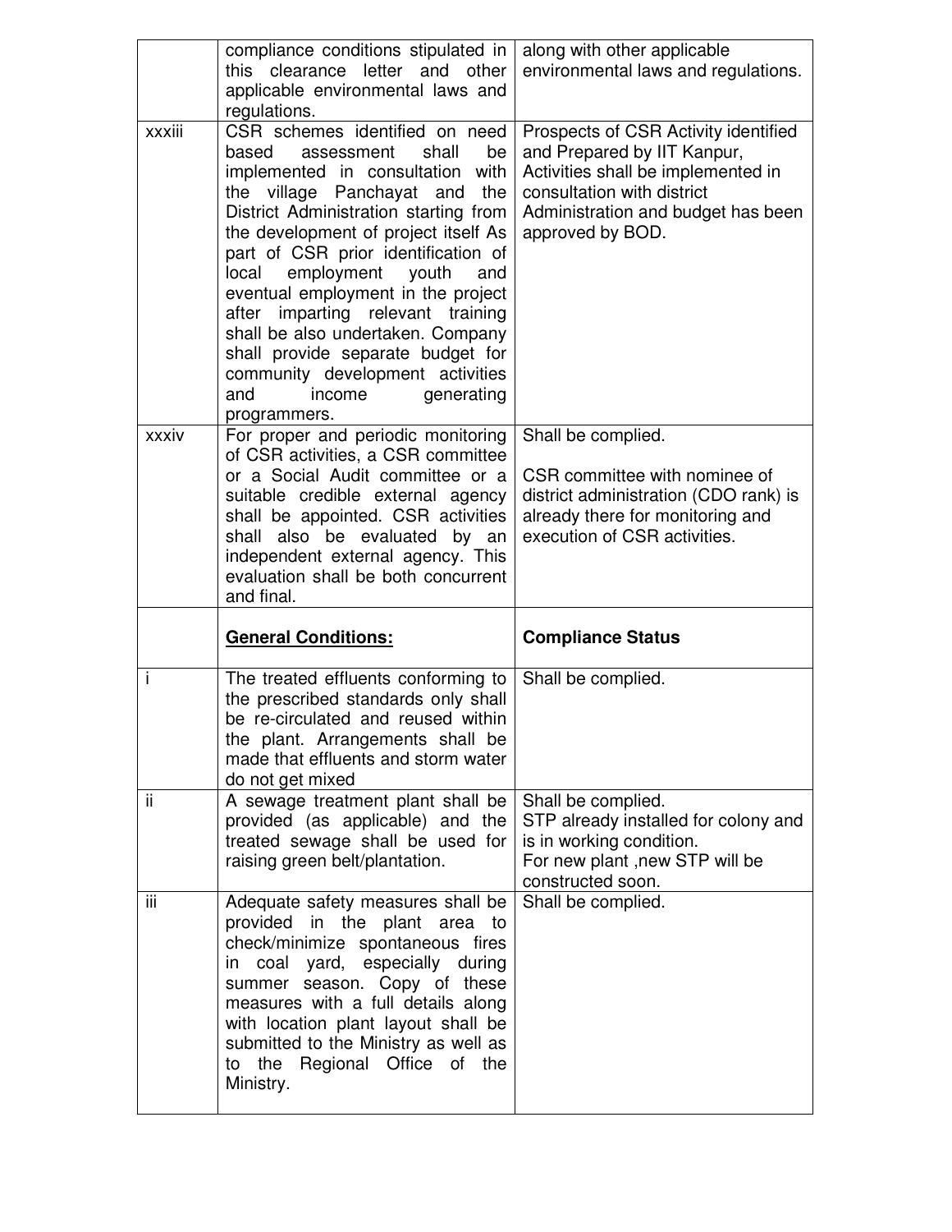| | | |
|---|---|---|
| | compliance conditions stipulated in this clearance letter and other applicable environmental laws and regulations. | along with other applicable environmental laws and regulations. |
| xxxiii | CSR schemes identified on need based assessment shall be implemented in consultation with the village Panchayat and the District Administration starting from the development of project itself As part of CSR prior identification of local employment youth and eventual employment in the project after imparting relevant training shall be also undertaken. Company shall provide separate budget for community development activities and income generating programmers. | Prospects of CSR Activity identified and Prepared by IIT Kanpur, Activities shall be implemented in consultation with district Administration and budget has been approved by BOD. |
| xxxiv | For proper and periodic monitoring of CSR activities, a CSR committee or a Social Audit committee or a suitable credible external agency shall be appointed. CSR activities shall also be evaluated by an independent external agency. This evaluation shall be both concurrent and final. | Shall be complied.<br><br>CSR committee with nominee of district administration (CDO rank) is already there for monitoring and execution of CSR activities. |
| | **General Conditions:** | **Compliance Status** |
| i | The treated effluents conforming to the prescribed standards only shall be re-circulated and reused within the plant. Arrangements shall be made that effluents and storm water do not get mixed | Shall be complied. |
| ii | A sewage treatment plant shall be provided (as applicable) and the treated sewage shall be used for raising green belt/plantation. | Shall be complied.<br>STP already installed for colony and is in working condition.<br>For new plant ,new STP will be constructed soon. |
| iii | Adequate safety measures shall be provided in the plant area to check/minimize spontaneous fires in coal yard, especially during summer season. Copy of these measures with a full details along with location plant layout shall be submitted to the Ministry as well as to the Regional Office of the Ministry. | Shall be complied. |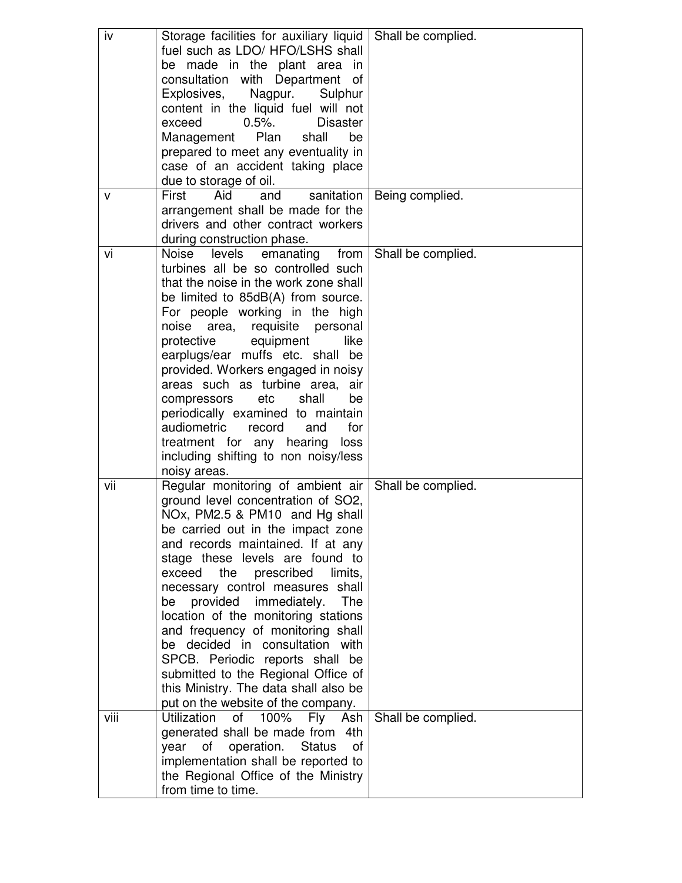| iv | Storage facilities for auxiliary liquid fuel such as LDO/ HFO/LSHS shall be made in the plant area in consultation with Department of Explosives, Nagpur. Sulphur content in the liquid fuel will not exceed 0.5%. Disaster Management Plan shall be prepared to meet any eventuality in case of an accident taking place due to storage of oil. | Shall be complied. |
|---|---|---|
| v | First Aid and sanitation arrangement shall be made for the drivers and other contract workers during construction phase. | Being complied. |
| vi | Noise levels emanating from turbines all be so controlled such that the noise in the work zone shall be limited to 85dB(A) from source. For people working in the high noise area, requisite personal protective equipment like earplugs/ear muffs etc. shall be provided. Workers engaged in noisy areas such as turbine area, air compressors etc shall be periodically examined to maintain audiometric record and for treatment for any hearing loss including shifting to non noisy/less noisy areas. | Shall be complied. |
| vii | Regular monitoring of ambient air ground level concentration of $SO_2$, $NO_x$, $PM_{2.5}$ & $PM_{10}$ and Hg shall be carried out in the impact zone and records maintained. If at any stage these levels are found to exceed the prescribed limits, necessary control measures shall be provided immediately. The location of the monitoring stations and frequency of monitoring shall be decided in consultation with SPCB. Periodic reports shall be submitted to the Regional Office of this Ministry. The data shall also be put on the website of the company. | Shall be complied. |
| viii | Utilization of 100% Fly Ash generated shall be made from 4th year of operation. Status of implementation shall be reported to the Regional Office of the Ministry from time to time. | Shall be complied. |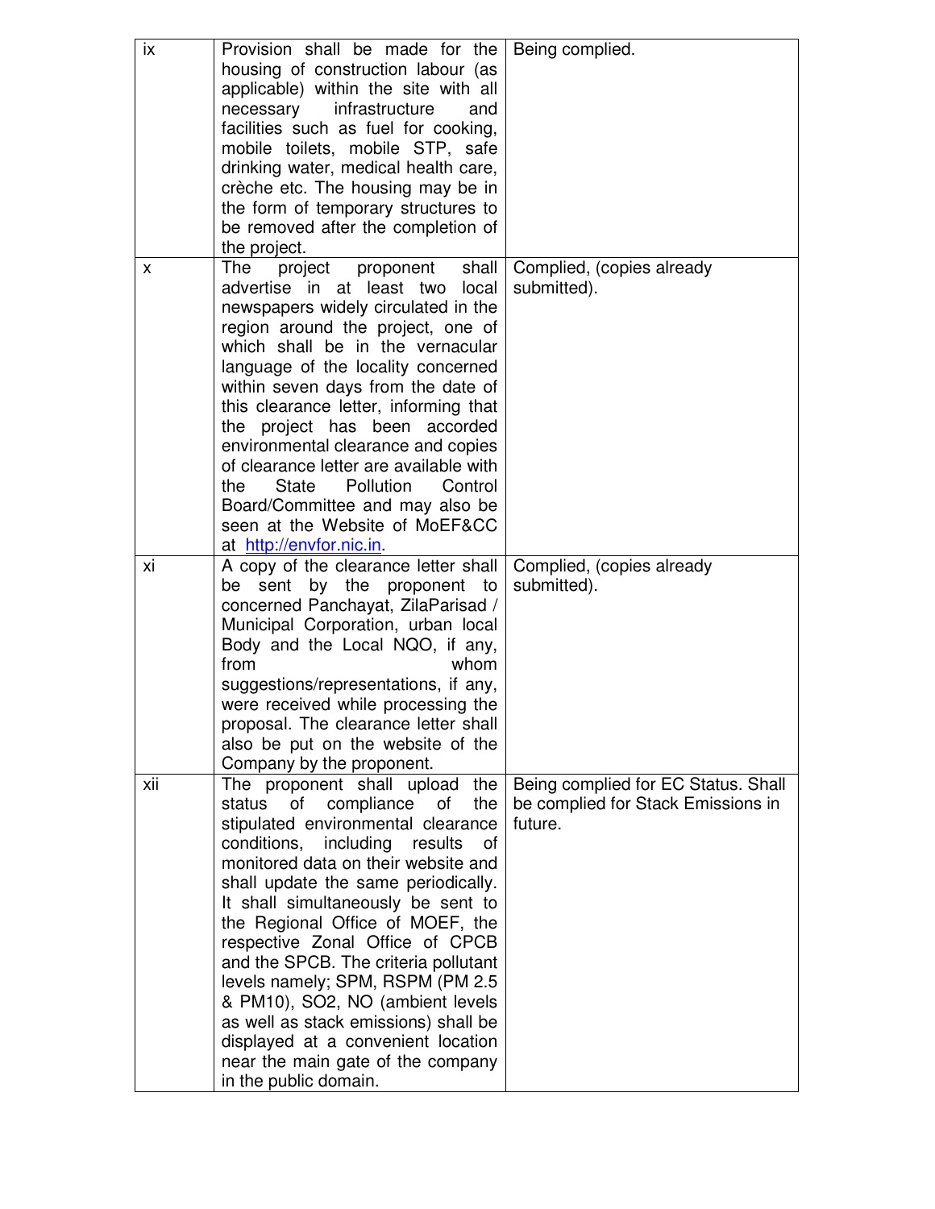| | | |
|---|---|---|
| ix | Provision shall be made for the housing of construction labour (as applicable) within the site with all necessary infrastructure and facilities such as fuel for cooking, mobile toilets, mobile STP, safe drinking water, medical health care, crèche etc. The housing may be in the form of temporary structures to be removed after the completion of the project. | Being complied. |
| x | The project proponent shall advertise in at least two local newspapers widely circulated in the region around the project, one of which shall be in the vernacular language of the locality concerned within seven days from the date of this clearance letter, informing that the project has been accorded environmental clearance and copies of clearance letter are available with the State Pollution Control Board/Committee and may also be seen at the Website of MoEF&CC at http://envfor.nic.in. | Complied, (copies already submitted). |
| xi | A copy of the clearance letter shall be sent by the proponent to concerned Panchayat, ZilaParisad / Municipal Corporation, urban local Body and the Local NQO, if any, from whom suggestions/representations, if any, were received while processing the proposal. The clearance letter shall also be put on the website of the Company by the proponent. | Complied, (copies already submitted). |
| xii | The proponent shall upload the status of compliance of the stipulated environmental clearance conditions, including results of monitored data on their website and shall update the same periodically. It shall simultaneously be sent to the Regional Office of MOEF, the respective Zonal Office of CPCB and the SPCB. The criteria pollutant levels namely; SPM, RSPM (PM 2.5 & PM10), SO2, NO (ambient levels as well as stack emissions) shall be displayed at a convenient location near the main gate of the company in the public domain. | Being complied for EC Status. Shall be complied for Stack Emissions in future. |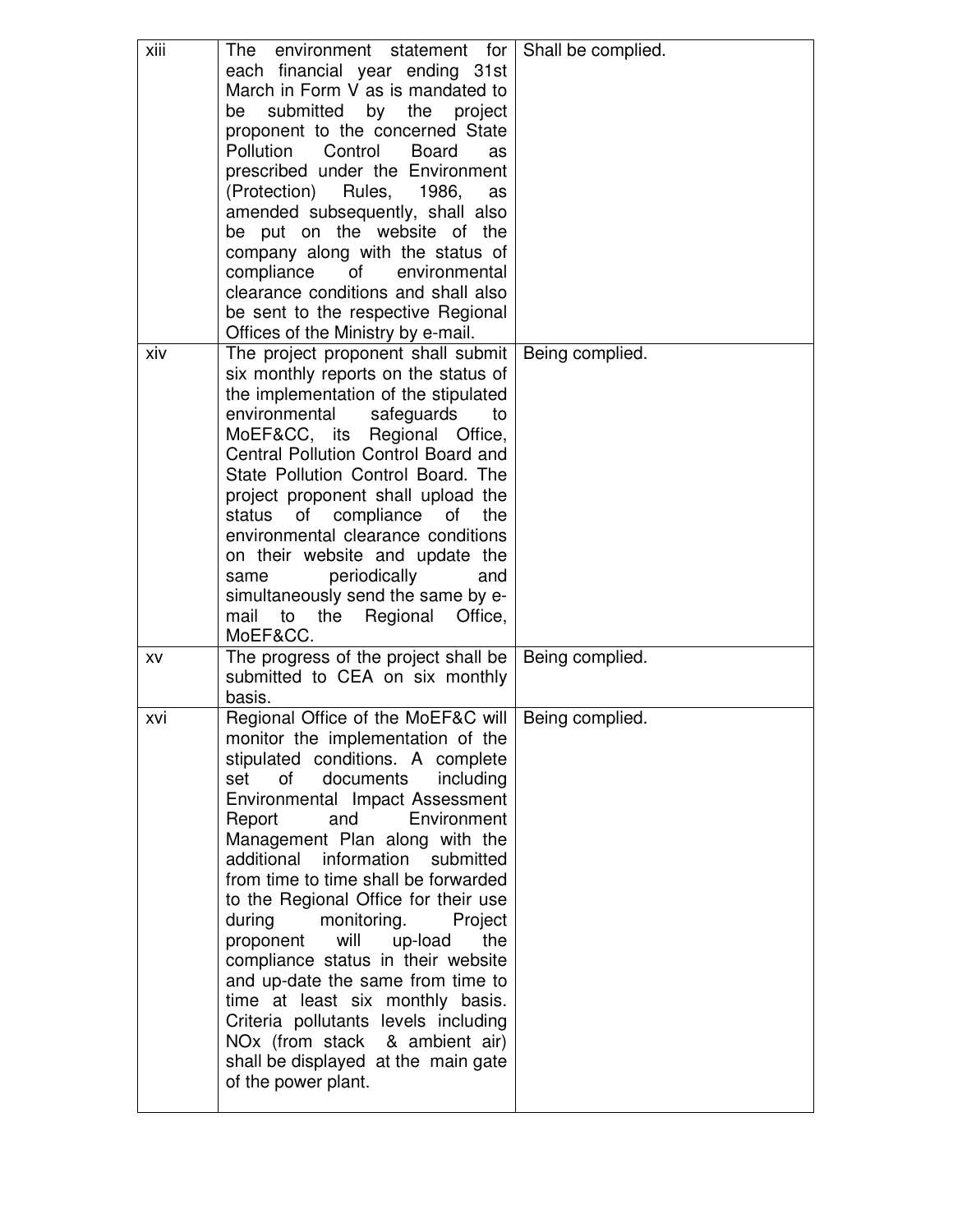| xiii | The environment statement for each financial year ending 31st March in Form V as is mandated to be submitted by the project proponent to the concerned State Pollution Control Board as prescribed under the Environment (Protection) Rules, 1986, as amended subsequently, shall also be put on the website of the company along with the status of compliance of environmental clearance conditions and shall also be sent to the respective Regional Offices of the Ministry by e-mail. | Shall be complied. |
|---|---|---|
| xiv | The project proponent shall submit six monthly reports on the status of the implementation of the stipulated environmental safeguards to MoEF&CC, its Regional Office, Central Pollution Control Board and State Pollution Control Board. The project proponent shall upload the status of compliance of the environmental clearance conditions on their website and update the same periodically and simultaneously send the same by e-mail to the Regional Office, MoEF&CC. | Being complied. |
| xv | The progress of the project shall be submitted to CEA on six monthly basis. | Being complied. |
| xvi | Regional Office of the MoEF&C will monitor the implementation of the stipulated conditions. A complete set of documents including Environmental Impact Assessment Report and Environment Management Plan along with the additional information submitted from time to time shall be forwarded to the Regional Office for their use during monitoring. Project proponent will up-load the compliance status in their website and up-date the same from time to time at least six monthly basis. Criteria pollutants levels including $NO_x$ (from stack & ambient air) shall be displayed at the main gate of the power plant. | Being complied. |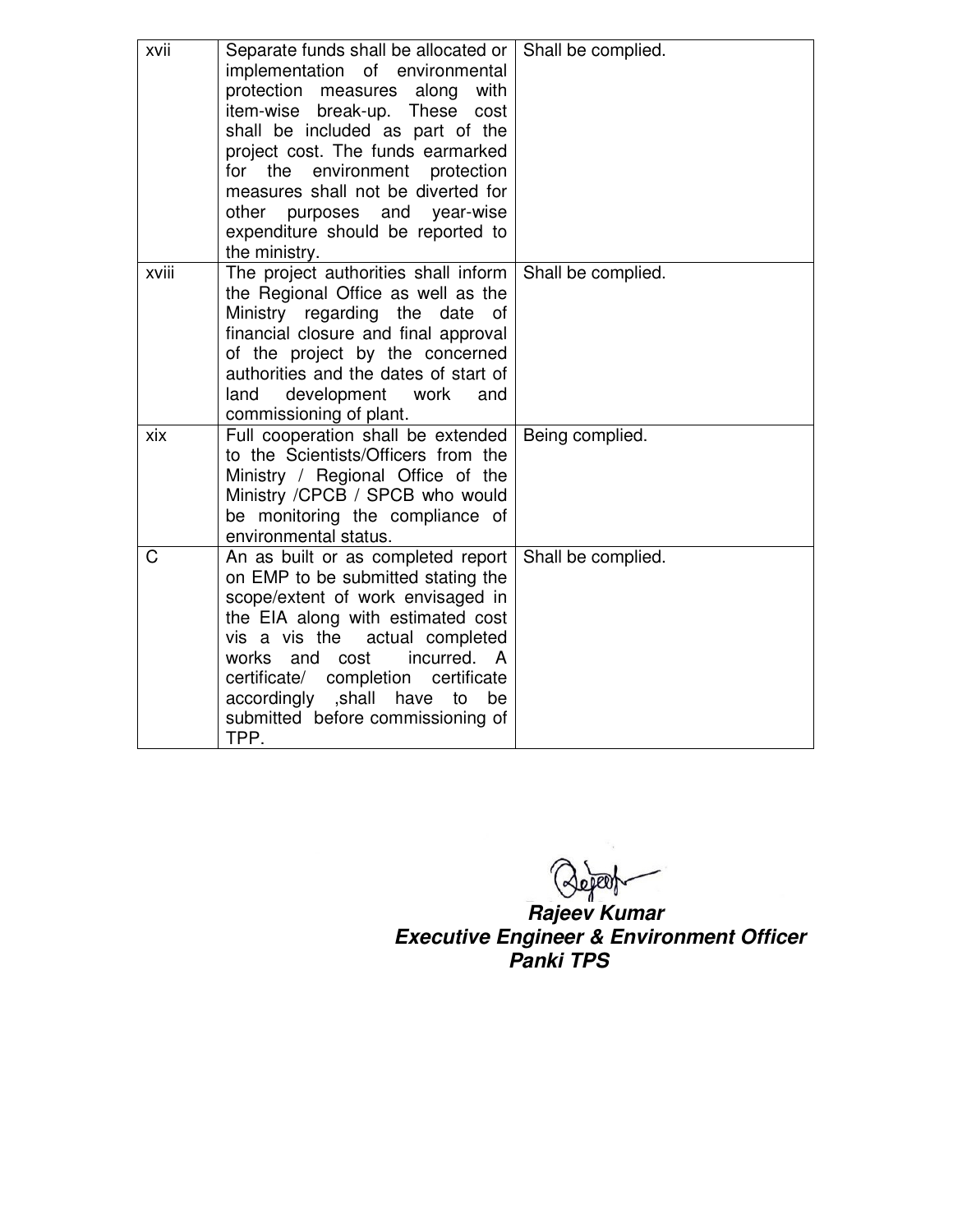| | | |
|---|---|---|
| xvii | Separate funds shall be allocated or implementation of environmental protection measures along with item-wise break-up. These cost shall be included as part of the project cost. The funds earmarked for the environment protection measures shall not be diverted for other purposes and year-wise expenditure should be reported to the ministry. | Shall be complied. |
| xviii | The project authorities shall inform the Regional Office as well as the Ministry regarding the date of financial closure and final approval of the project by the concerned authorities and the dates of start of land development work and commissioning of plant. | Shall be complied. |
| xix | Full cooperation shall be extended to the Scientists/Officers from the Ministry / Regional Office of the Ministry /CPCB / SPCB who would be monitoring the compliance of environmental status. | Being complied. |
| C | An as built or as completed report on EMP to be submitted stating the scope/extent of work envisaged in the EIA along with estimated cost vis a vis the actual completed works and cost incurred. A certificate/ completion certificate accordingly ,shall have to be submitted before commissioning of TPP. | Shall be complied. |

***Rajeev Kumar***
***Executive Engineer & Environment Officer***
***Panki TPS***